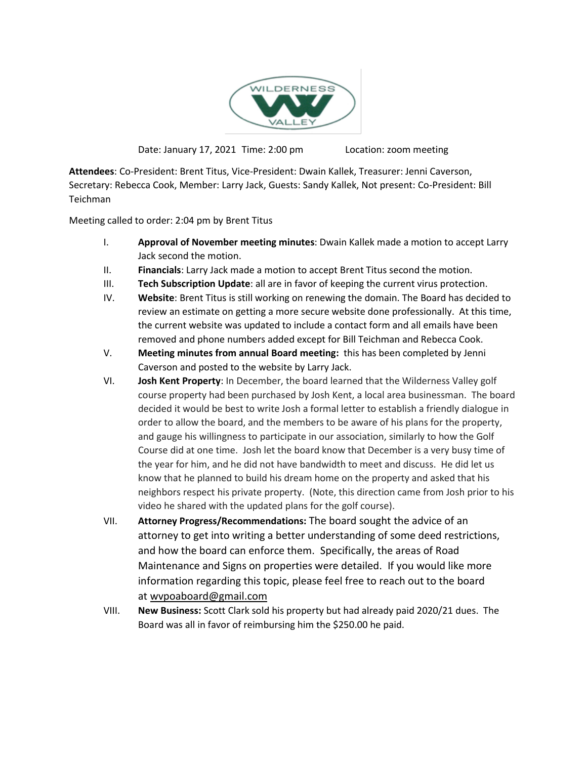Date: January 17, 2021 Time: 2:00 pm Location: zoom meeting

**Attendees**: Co-President: Brent Titus, Vice-President: Dwain Kallek, Treasurer: Jenni Caverson, Secretary: Rebecca Cook, Member: Larry Jack, Guests: Sandy Kallek, Not present: Co-President: Bill Teichman

Meeting called to order: 2:04 pm by Brent Titus

I. **Approval of November meeting minutes**: Dwain Kallek made a motion to accept Larry Jack second the motion.

II. **Financials**: Larry Jack made a motion to accept Brent Titus second the motion.

III. **Tech Subscription Update**: all are in favor of keeping the current virus protection.

IV. **Website**: Brent Titus is still working on renewing the domain. The Board has decided to review an estimate on getting a more secure website done professionally. At this time, the current website was updated to include a contact form and all emails have been removed and phone numbers added except for Bill Teichman and Rebecca Cook.

V. **Meeting minutes from annual Board meeting:** this has been completed by Jenni Caverson and posted to the website by Larry Jack.

VI. **Josh Kent Property**: In December, the board learned that the Wilderness Valley golf course property had been purchased by Josh Kent, a local area businessman. The board decided it would be best to write Josh a formal letter to establish a friendly dialogue in order to allow the board, and the members to be aware of his plans for the property, and gauge his willingness to participate in our association, similarly to how the Golf Course did at one time. Josh let the board know that December is a very busy time of the year for him, and he did not have bandwidth to meet and discuss. He did let us know that he planned to build his dream home on the property and asked that his neighbors respect his private property. (Note, this direction came from Josh prior to his video he shared with the updated plans for the golf course).

VII. **Attorney Progress/Recommendations:** The board sought the advice of an attorney to get into writing a better understanding of some deed restrictions, and how the board can enforce them. Specifically, the areas of Road Maintenance and Signs on properties were detailed. If you would like more information regarding this topic, please feel free to reach out to the board at wvpoaboard@gmail.com

VIII. **New Business:** Scott Clark sold his property but had already paid 2020/21 dues. The Board was all in favor of reimbursing him the $250.00 he paid.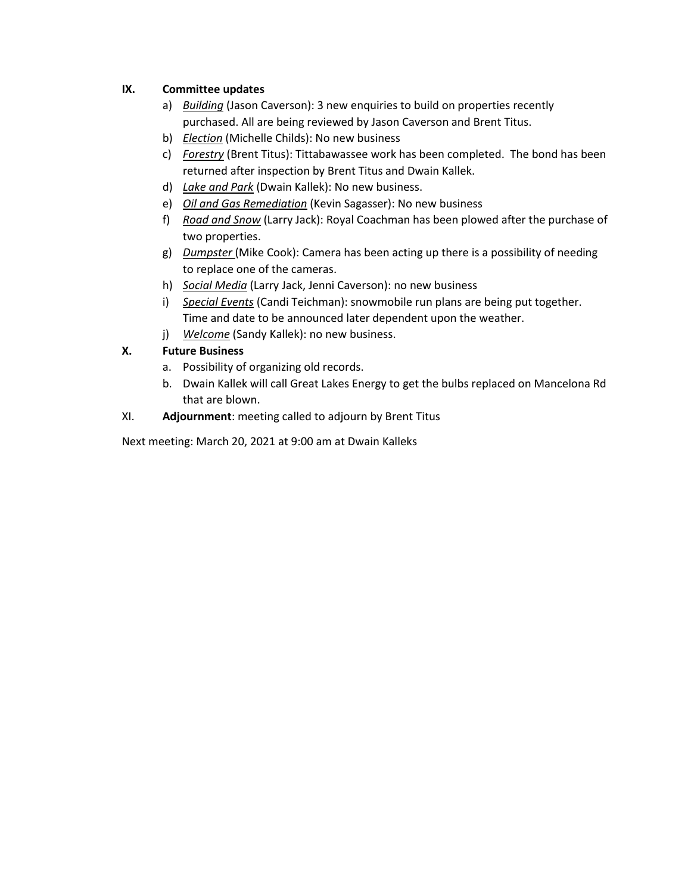**IX. Committee updates**

a) *Building* (Jason Caverson): 3 new enquiries to build on properties recently purchased. All are being reviewed by Jason Caverson and Brent Titus.
b) *Election* (Michelle Childs): No new business
c) *Forestry* (Brent Titus): Tittabawassee work has been completed. The bond has been returned after inspection by Brent Titus and Dwain Kallek.
d) *Lake and Park* (Dwain Kallek): No new business.
e) *Oil and Gas Remediation* (Kevin Sagasser): No new business
f) *Road and Snow* (Larry Jack): Royal Coachman has been plowed after the purchase of two properties.
g) *Dumpster* (Mike Cook): Camera has been acting up there is a possibility of needing to replace one of the cameras.
h) *Social Media* (Larry Jack, Jenni Caverson): no new business
i) *Special Events* (Candi Teichman): snowmobile run plans are being put together. Time and date to be announced later dependent upon the weather.
j) *Welcome* (Sandy Kallek): no new business.

**X. Future Business**

a. Possibility of organizing old records.
b. Dwain Kallek will call Great Lakes Energy to get the bulbs replaced on Mancelona Rd that are blown.

XI. **Adjournment**: meeting called to adjourn by Brent Titus

Next meeting: March 20, 2021 at 9:00 am at Dwain Kalleks